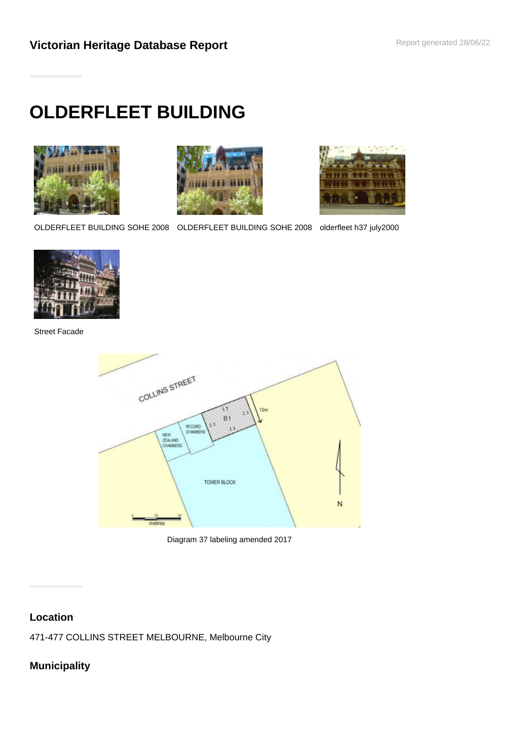Victorian Heritage Database Report

Report generated 28/06/22

# OLDERFLEET BUILDING

OLDERFLEET BUILDING SOHE 2008

OLDERFLEET BUILDING SOHE 2008

olderfleet h37 july2000

Street Facade

Diagram 37 labeling amended 2017

## Location

471-477 COLLINS STREET MELBOURNE, Melbourne City

## Municipality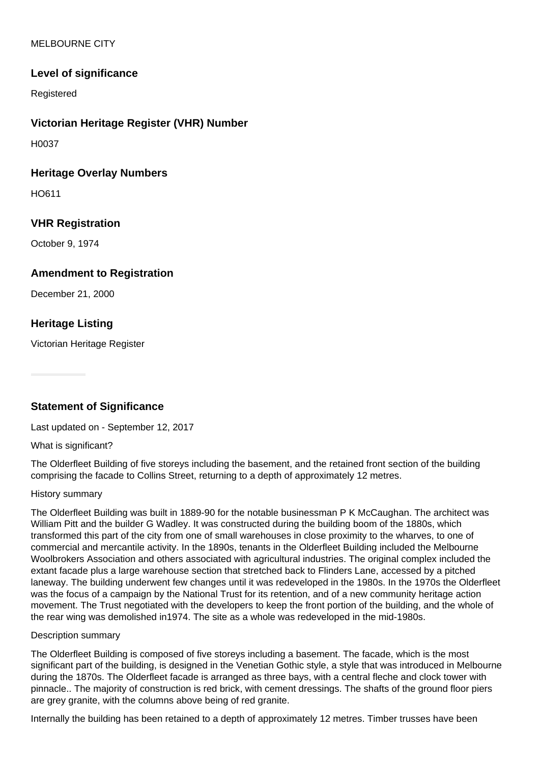MELBOURNE CITY

### Level of significance

Registered

### Victorian Heritage Register (VHR) Number

H0037

### Heritage Overlay Numbers

HO611

### VHR Registration

October 9, 1974

### Amendment to Registration

December 21, 2000

### Heritage Listing

Victorian Heritage Register

### Statement of Significance

Last updated on - September 12, 2017

What is significant?

The Olderfleet Building of five storeys including the basement, and the retained front section of the building comprising the facade to Collins Street, returning to a depth of approximately 12 metres.

History summary

The Olderfleet Building was built in 1889-90 for the notable businessman P K McCaughan. The architect was William Pitt and the builder G Wadley. It was constructed during the building boom of the 1880s, which transformed this part of the city from one of small warehouses in close proximity to the wharves, to one of commercial and mercantile activity. In the 1890s, tenants in the Olderfleet Building included the Melbourne Woolbrokers Association and others associated with agricultural industries. The original complex included the extant facade plus a large warehouse section that stretched back to Flinders Lane, accessed by a pitched laneway. The building underwent few changes until it was redeveloped in the 1980s. In the 1970s the Olderfleet was the focus of a campaign by the National Trust for its retention, and of a new community heritage action movement. The Trust negotiated with the developers to keep the front portion of the building, and the whole of the rear wing was demolished in1974. The site as a whole was redeveloped in the mid-1980s.

Description summary

The Olderfleet Building is composed of five storeys including a basement. The facade, which is the most significant part of the building, is designed in the Venetian Gothic style, a style that was introduced in Melbourne during the 1870s. The Olderfleet facade is arranged as three bays, with a central fleche and clock tower with pinnacle.. The majority of construction is red brick, with cement dressings. The shafts of the ground floor piers are grey granite, with the columns above being of red granite.

Internally the building has been retained to a depth of approximately 12 metres. Timber trusses have been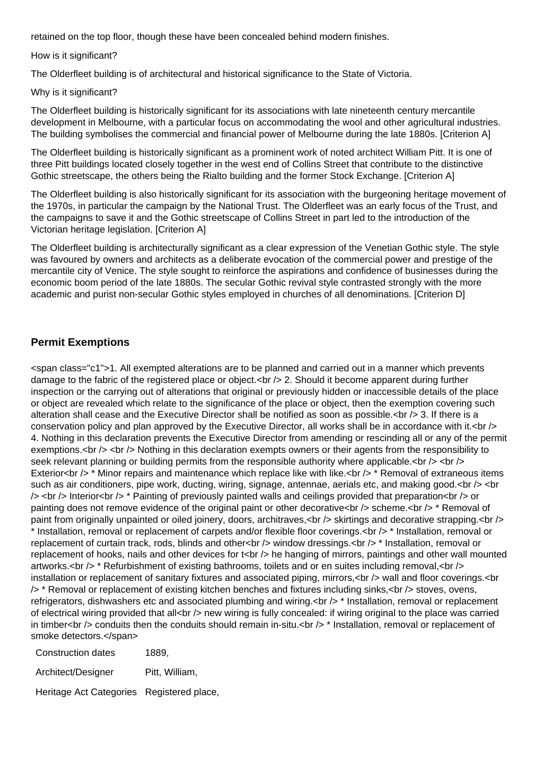retained on the top floor, though these have been concealed behind modern finishes.

How is it significant?

The Olderfleet building is of architectural and historical significance to the State of Victoria.

Why is it significant?

The Olderfleet building is historically significant for its associations with late nineteenth century mercantile development in Melbourne, with a particular focus on accommodating the wool and other agricultural industries. The building symbolises the commercial and financial power of Melbourne during the late 1880s. [Criterion A]

The Olderfleet building is historically significant as a prominent work of noted architect William Pitt. It is one of three Pitt buildings located closely together in the west end of Collins Street that contribute to the distinctive Gothic streetscape, the others being the Rialto building and the former Stock Exchange. [Criterion A]

The Olderfleet building is also historically significant for its association with the burgeoning heritage movement of the 1970s, in particular the campaign by the National Trust. The Olderfleet was an early focus of the Trust, and the campaigns to save it and the Gothic streetscape of Collins Street in part led to the introduction of the Victorian heritage legislation. [Criterion A]

The Olderfleet building is architecturally significant as a clear expression of the Venetian Gothic style. The style was favoured by owners and architects as a deliberate evocation of the commercial power and prestige of the mercantile city of Venice. The style sought to reinforce the aspirations and confidence of businesses during the economic boom period of the late 1880s. The secular Gothic revival style contrasted strongly with the more academic and purist non-secular Gothic styles employed in churches of all denominations. [Criterion D]

## Permit Exemptions

<span class="c1">1. All exempted alterations are to be planned and carried out in a manner which prevents damage to the fabric of the registered place or object.<br /> 2. Should it become apparent during further inspection or the carrying out of alterations that original or previously hidden or inaccessible details of the place or object are revealed which relate to the significance of the place or object, then the exemption covering such alteration shall cease and the Executive Director shall be notified as soon as possible.<br /> 3. If there is a conservation policy and plan approved by the Executive Director, all works shall be in accordance with it.<br /> 4. Nothing in this declaration prevents the Executive Director from amending or rescinding all or any of the permit exemptions.<br /> <br /> Nothing in this declaration exempts owners or their agents from the responsibility to seek relevant planning or building permits from the responsible authority where applicable.<br /> <br /> Exterior<br /> * Minor repairs and maintenance which replace like with like.<br /> * Removal of extraneous items such as air conditioners, pipe work, ducting, wiring, signage, antennae, aerials etc, and making good.<br /> <br /> <br /> Interior<br /> * Painting of previously painted walls and ceilings provided that preparation<br /> or painting does not remove evidence of the original paint or other decorative<br /> scheme.<br /> * Removal of paint from originally unpainted or oiled joinery, doors, architraves,<br /> skirtings and decorative strapping.<br /> * Installation, removal or replacement of carpets and/or flexible floor coverings.<br /> * Installation, removal or replacement of curtain track, rods, blinds and other<br /> window dressings.<br /> * Installation, removal or replacement of hooks, nails and other devices for t<br /> he hanging of mirrors, paintings and other wall mounted artworks.<br /> * Refurbishment of existing bathrooms, toilets and or en suites including removal,<br /> installation or replacement of sanitary fixtures and associated piping, mirrors,<br /> wall and floor coverings.<br /> * Removal or replacement of existing kitchen benches and fixtures including sinks,<br /> stoves, ovens, refrigerators, dishwashers etc and associated plumbing and wiring.<br /> * Installation, removal or replacement of electrical wiring provided that all<br /> new wiring is fully concealed: if wiring original to the place was carried in timber<br /> conduits then the conduits should remain in-situ.<br /> * Installation, removal or replacement of smoke detectors.</span>

| | |
|---|---|
| Construction dates | 1889, |
| Architect/Designer | Pitt, William, |
| Heritage Act Categories | Registered place, |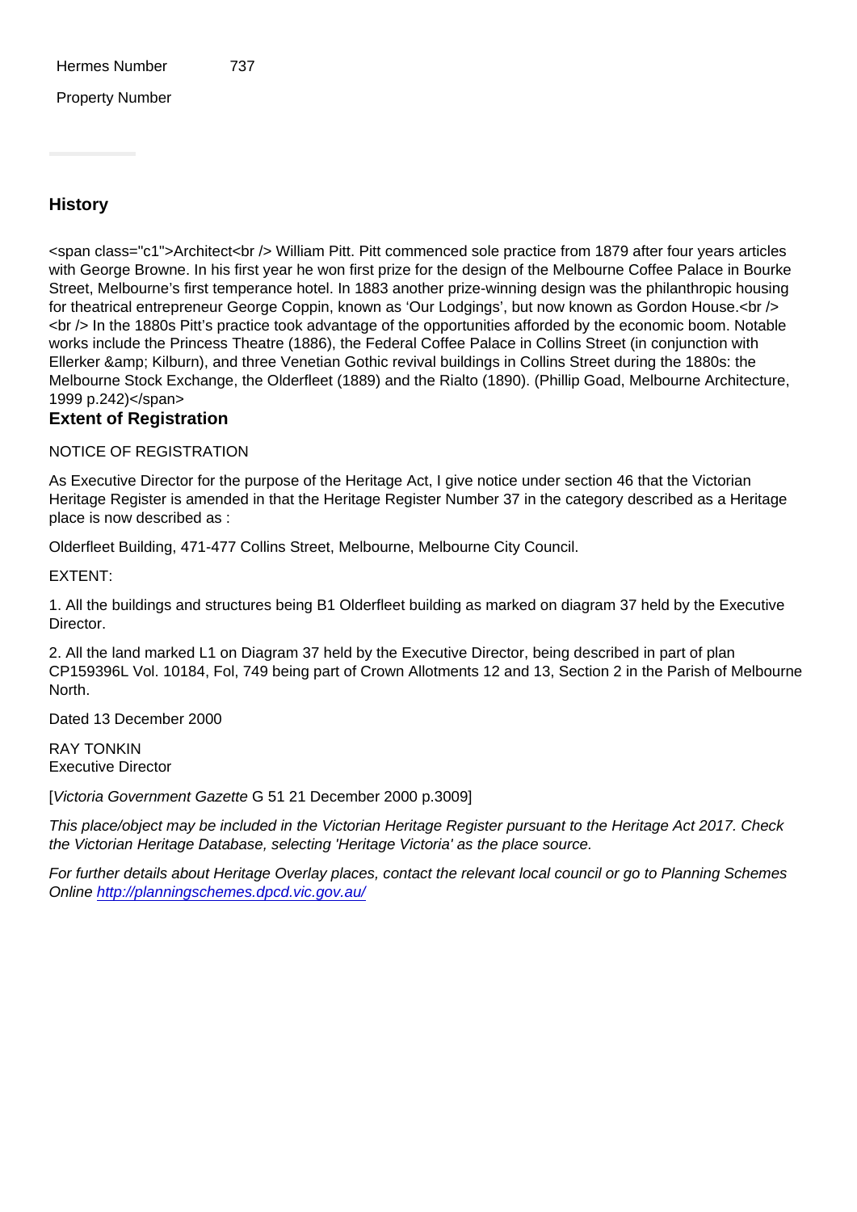Hermes Number 737

Property Number

## History

<span class="c1">Architect<br /> William Pitt. Pitt commenced sole practice from 1879 after four years articles with George Browne. In his first year he won first prize for the design of the Melbourne Coffee Palace in Bourke Street, Melbourne's first temperance hotel. In 1883 another prize-winning design was the philanthropic housing for theatrical entrepreneur George Coppin, known as 'Our Lodgings', but now known as Gordon House.<br /> <br /> In the 1880s Pitt's practice took advantage of the opportunities afforded by the economic boom. Notable works include the Princess Theatre (1886), the Federal Coffee Palace in Collins Street (in conjunction with Ellerker &amp; Kilburn), and three Venetian Gothic revival buildings in Collins Street during the 1880s: the Melbourne Stock Exchange, the Olderfleet (1889) and the Rialto (1890). (Phillip Goad, Melbourne Architecture, 1999 p.242)</span>

## Extent of Registration

NOTICE OF REGISTRATION

As Executive Director for the purpose of the Heritage Act, I give notice under section 46 that the Victorian Heritage Register is amended in that the Heritage Register Number 37 in the category described as a Heritage place is now described as :

Olderfleet Building, 471-477 Collins Street, Melbourne, Melbourne City Council.

EXTENT:

1. All the buildings and structures being B1 Olderfleet building as marked on diagram 37 held by the Executive Director.

2. All the land marked L1 on Diagram 37 held by the Executive Director, being described in part of plan CP159396L Vol. 10184, Fol, 749 being part of Crown Allotments 12 and 13, Section 2 in the Parish of Melbourne North.

Dated 13 December 2000

RAY TONKIN
Executive Director

[*Victoria Government Gazette* G 51 21 December 2000 p.3009]

*This place/object may be included in the Victorian Heritage Register pursuant to the Heritage Act 2017. Check the Victorian Heritage Database, selecting 'Heritage Victoria' as the place source.*

*For further details about Heritage Overlay places, contact the relevant local council or go to Planning Schemes Online* [http://planningschemes.dpcd.vic.gov.au/](http://planningschemes.dpcd.vic.gov.au/)